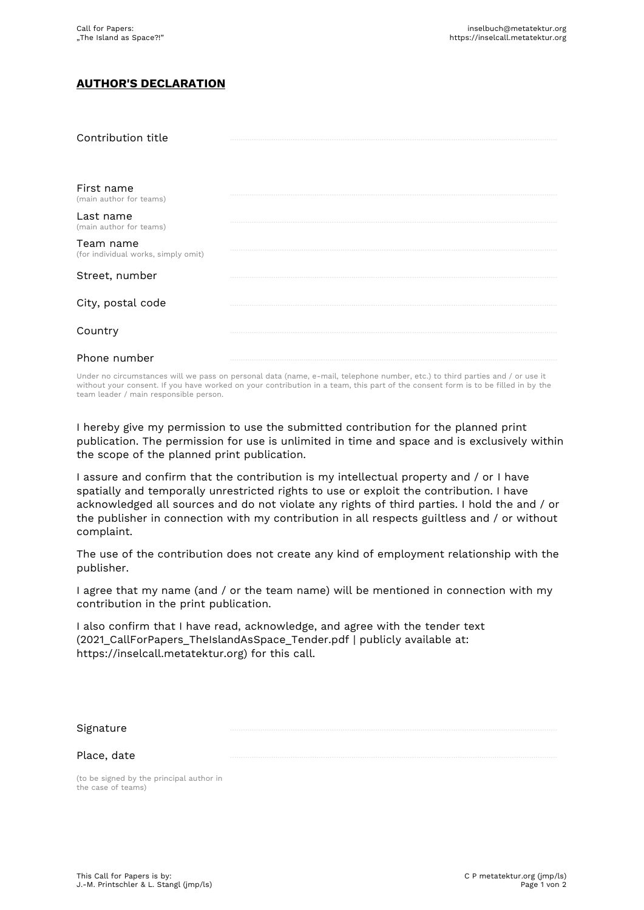## **AUTHOR'S DECLARATION**

| | |
|---|---|
| Contribution title | |
| First name (main author for teams) | |
| Last name (main author for teams) | |
| Team name (for individual works, simply omit) | |
| Street, number | |
| City, postal code | |
| Country | |
| Phone number | |

Under no circumstances will we pass on personal data (name, e-mail, telephone number, etc.) to third parties and / or use it without your consent. If you have worked on your contribution in a team, this part of the consent form is to be filled in by the team leader / main responsible person.

I hereby give my permission to use the submitted contribution for the planned print publication. The permission for use is unlimited in time and space and is exclusively within the scope of the planned print publication.

I assure and confirm that the contribution is my intellectual property and / or I have spatially and temporally unrestricted rights to use or exploit the contribution. I have acknowledged all sources and do not violate any rights of third parties. I hold the and / or the publisher in connection with my contribution in all respects guiltless and / or without complaint.

The use of the contribution does not create any kind of employment relationship with the publisher.

I agree that my name (and / or the team name) will be mentioned in connection with my contribution in the print publication.

I also confirm that I have read, acknowledge, and agree with the tender text (2021_CallForPapers_TheIslandAsSpace_Tender.pdf | publicly available at: https://inselcall.metatektur.org) for this call.

| | |
|---|---|
| Signature | |
| Place, date | |

(to be signed by the principal author in the case of teams)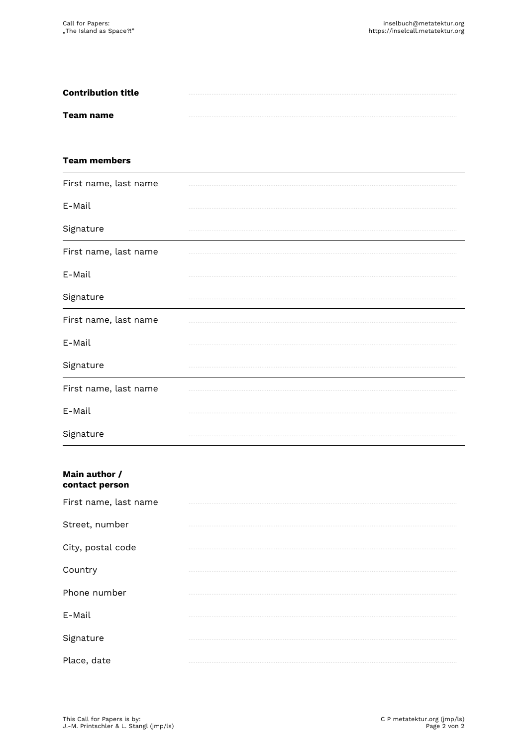**Contribution title** ..............................

**Team name** ..............................

**Team members**

First name, last name ..............................

E-Mail ..............................

Signature ..............................

First name, last name ..............................

E-Mail ..............................

Signature ..............................

First name, last name ..............................

E-Mail ..............................

Signature ..............................

First name, last name ..............................

E-Mail ..............................

Signature ..............................

**Main author / contact person**

First name, last name ..............................

Street, number ..............................

City, postal code ..............................

Country ..............................

Phone number ..............................

E-Mail ..............................

Signature ..............................

Place, date ..............................

This Call for Papers is by:
J.-M. Printschler & L. Stangl (jmp/ls)